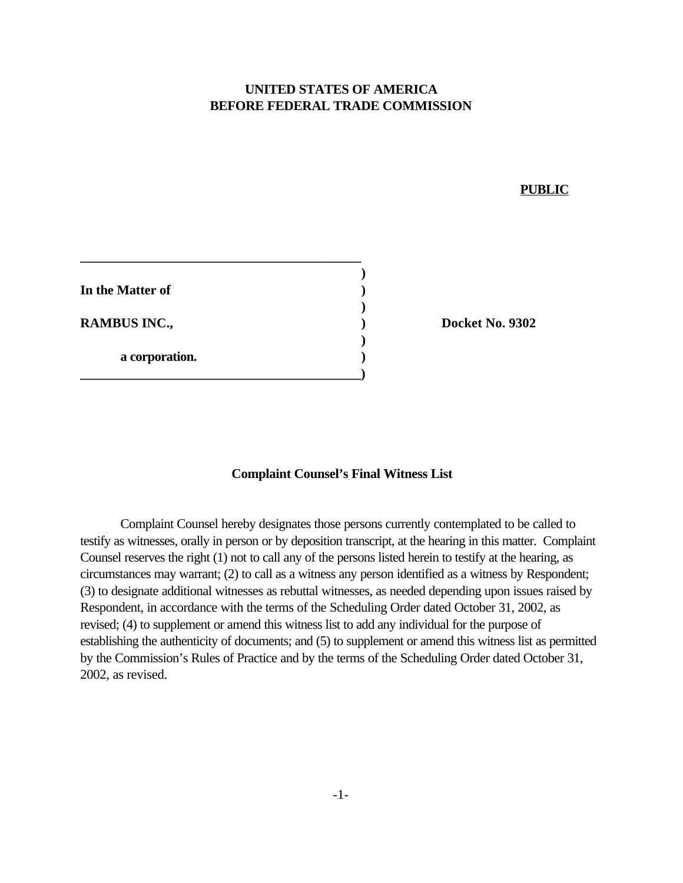**UNITED STATES OF AMERICA**
**BEFORE FEDERAL TRADE COMMISSION**

**PUBLIC**

| | | |
|---|---|---|
| **In the Matter of** | ) | |
| | ) | |
| **RAMBUS INC.,** | ) | **Docket No. 9302** |
| | ) | |
| **a corporation.** | ) | |

**Complaint Counsel's Final Witness List**

Complaint Counsel hereby designates those persons currently contemplated to be called to testify as witnesses, orally in person or by deposition transcript, at the hearing in this matter. Complaint Counsel reserves the right (1) not to call any of the persons listed herein to testify at the hearing, as circumstances may warrant; (2) to call as a witness any person identified as a witness by Respondent; (3) to designate additional witnesses as rebuttal witnesses, as needed depending upon issues raised by Respondent, in accordance with the terms of the Scheduling Order dated October 31, 2002, as revised; (4) to supplement or amend this witness list to add any individual for the purpose of establishing the authenticity of documents; and (5) to supplement or amend this witness list as permitted by the Commission's Rules of Practice and by the terms of the Scheduling Order dated October 31, 2002, as revised.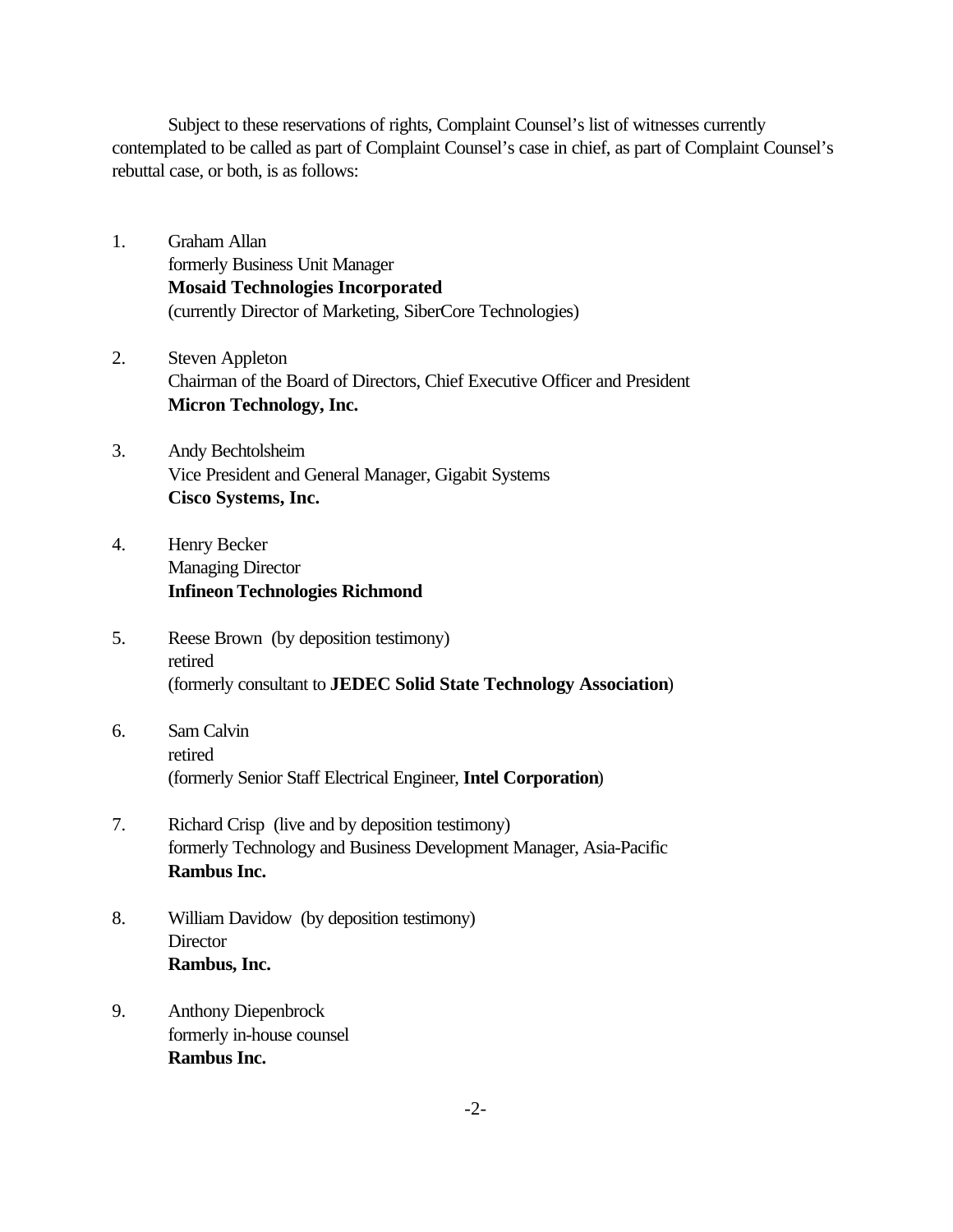Subject to these reservations of rights, Complaint Counsel's list of witnesses currently contemplated to be called as part of Complaint Counsel's case in chief, as part of Complaint Counsel's rebuttal case, or both, is as follows:

1. Graham Allan  
   formerly Business Unit Manager  
   **Mosaid Technologies Incorporated**  
   (currently Director of Marketing, SiberCore Technologies)

2. Steven Appleton  
   Chairman of the Board of Directors, Chief Executive Officer and President  
   **Micron Technology, Inc.**

3. Andy Bechtolsheim  
   Vice President and General Manager, Gigabit Systems  
   **Cisco Systems, Inc.**

4. Henry Becker  
   Managing Director  
   **Infineon Technologies Richmond**

5. Reese Brown (by deposition testimony)  
   retired  
   (formerly consultant to **JEDEC Solid State Technology Association**)

6. Sam Calvin  
   retired  
   (formerly Senior Staff Electrical Engineer, **Intel Corporation**)

7. Richard Crisp (live and by deposition testimony)  
   formerly Technology and Business Development Manager, Asia-Pacific  
   **Rambus Inc.**

8. William Davidow (by deposition testimony)  
   Director  
   **Rambus, Inc.**

9. Anthony Diepenbrock  
   formerly in-house counsel  
   **Rambus Inc.**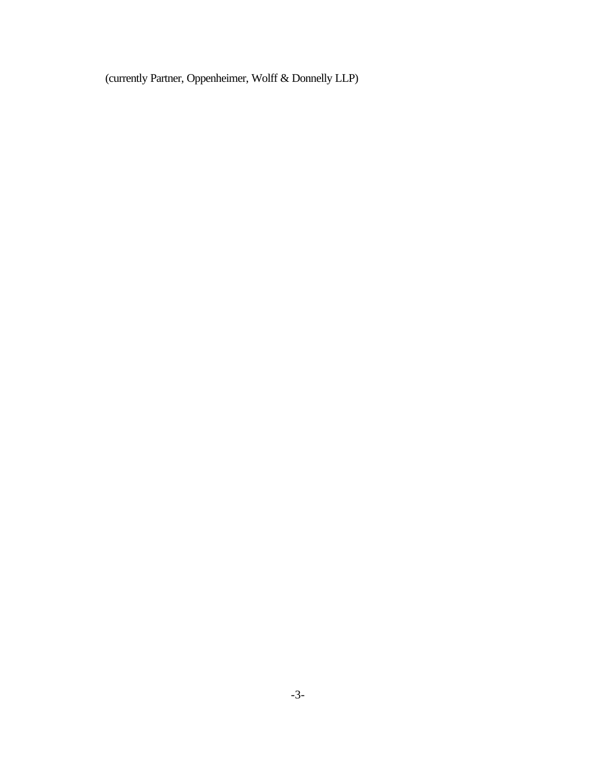(currently Partner, Oppenheimer, Wolff & Donnelly LLP)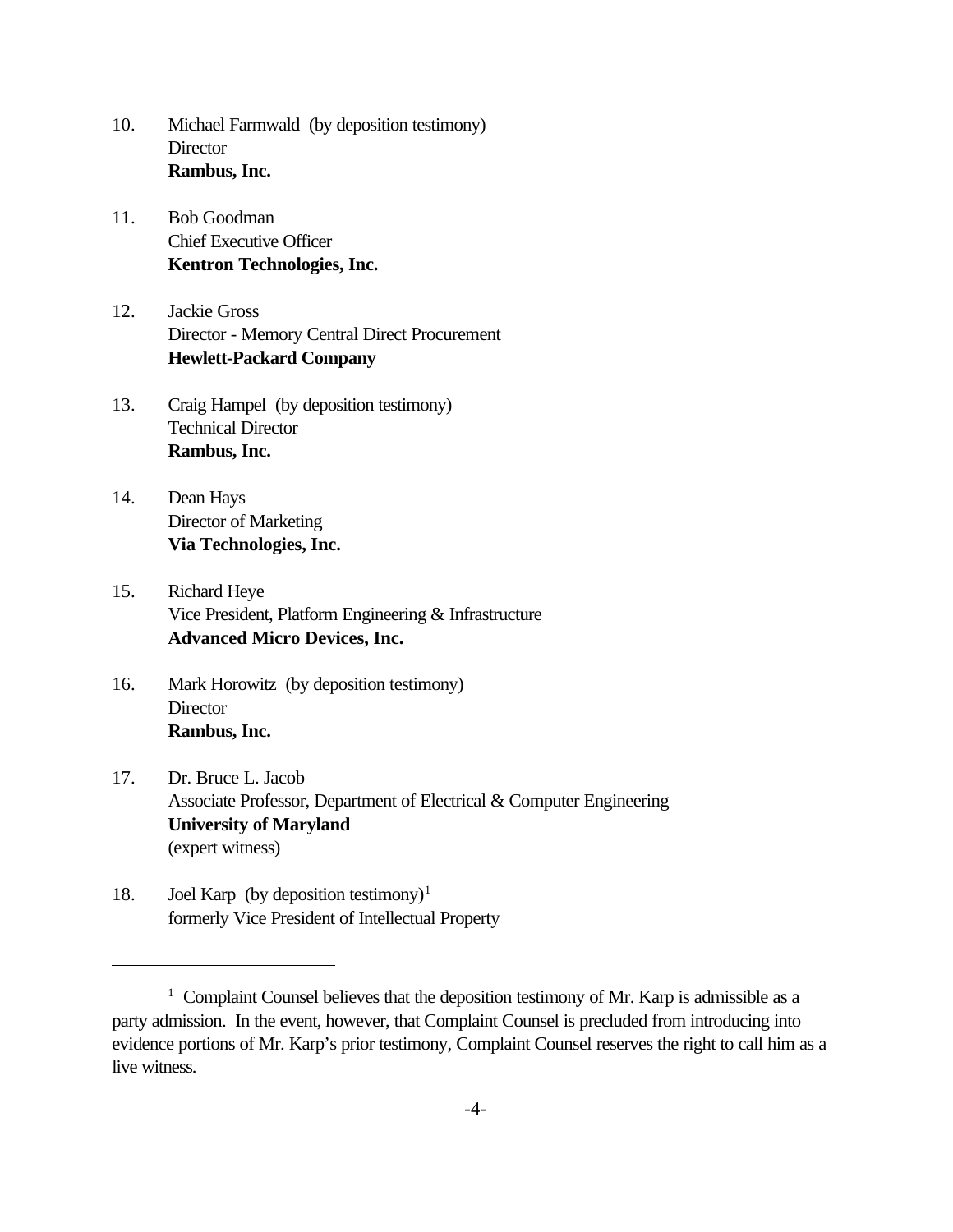10. Michael Farmwald (by deposition testimony)
    Director
    **Rambus, Inc.**

11. Bob Goodman
    Chief Executive Officer
    **Kentron Technologies, Inc.**

12. Jackie Gross
    Director - Memory Central Direct Procurement
    **Hewlett-Packard Company**

13. Craig Hampel (by deposition testimony)
    Technical Director
    **Rambus, Inc.**

14. Dean Hays
    Director of Marketing
    **Via Technologies, Inc.**

15. Richard Heye
    Vice President, Platform Engineering & Infrastructure
    **Advanced Micro Devices, Inc.**

16. Mark Horowitz (by deposition testimony)
    Director
    **Rambus, Inc.**

17. Dr. Bruce L. Jacob
    Associate Professor, Department of Electrical & Computer Engineering
    **University of Maryland**
    (expert witness)

18. Joel Karp (by deposition testimony)[1]
    formerly Vice President of Intellectual Property

---

[1] Complaint Counsel believes that the deposition testimony of Mr. Karp is admissible as a party admission. In the event, however, that Complaint Counsel is precluded from introducing into evidence portions of Mr. Karp's prior testimony, Complaint Counsel reserves the right to call him as a live witness.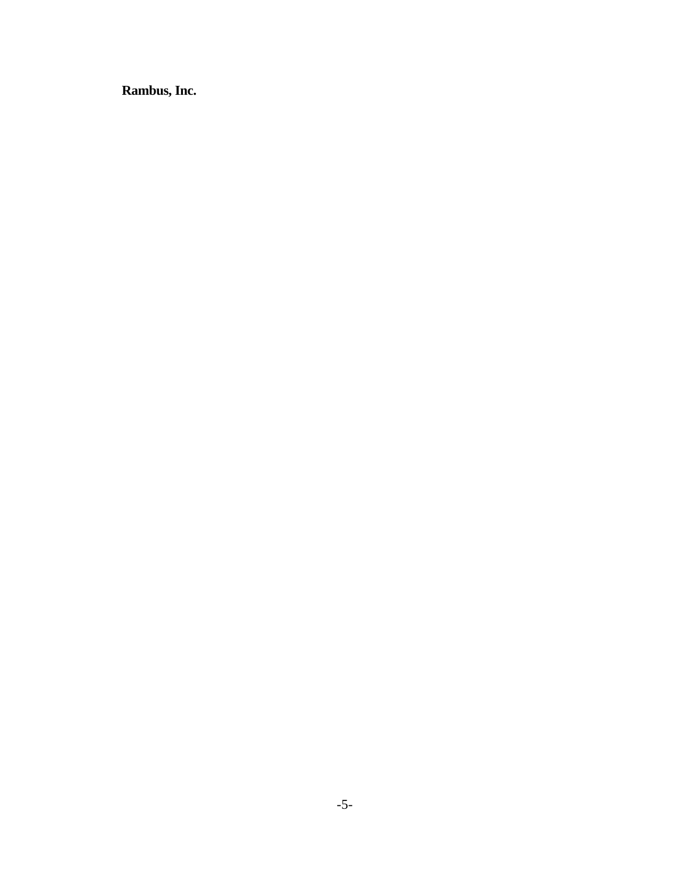**Rambus, Inc.**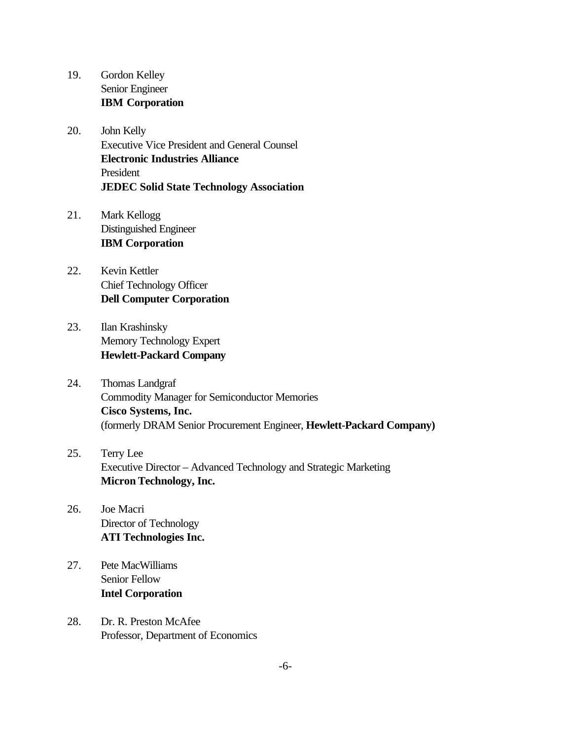19. Gordon Kelley
    Senior Engineer
    **IBM Corporation**

20. John Kelly
    Executive Vice President and General Counsel
    **Electronic Industries Alliance**
    President
    **JEDEC Solid State Technology Association**

21. Mark Kellogg
    Distinguished Engineer
    **IBM Corporation**

22. Kevin Kettler
    Chief Technology Officer
    **Dell Computer Corporation**

23. Ilan Krashinsky
    Memory Technology Expert
    **Hewlett-Packard Company**

24. Thomas Landgraf
    Commodity Manager for Semiconductor Memories
    **Cisco Systems, Inc.**
    (formerly DRAM Senior Procurement Engineer, **Hewlett-Packard Company)**

25. Terry Lee
    Executive Director – Advanced Technology and Strategic Marketing
    **Micron Technology, Inc.**

26. Joe Macri
    Director of Technology
    **ATI Technologies Inc.**

27. Pete MacWilliams
    Senior Fellow
    **Intel Corporation**

28. Dr. R. Preston McAfee
    Professor, Department of Economics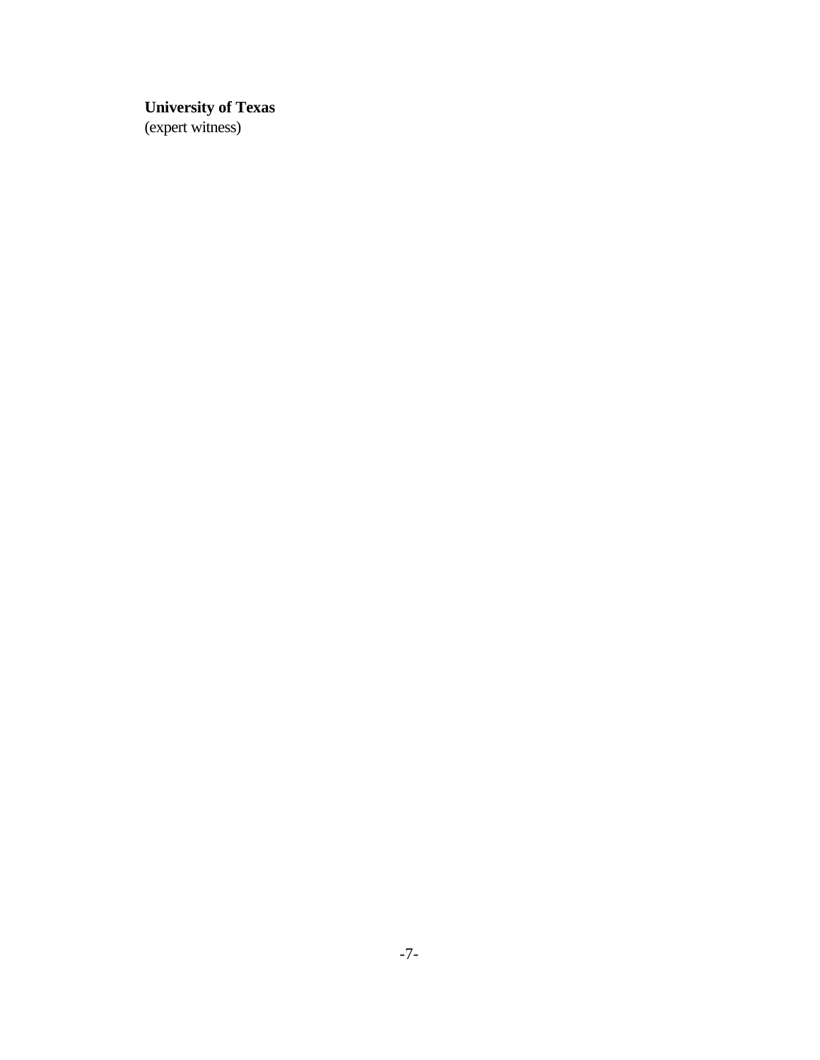**University of Texas**
(expert witness)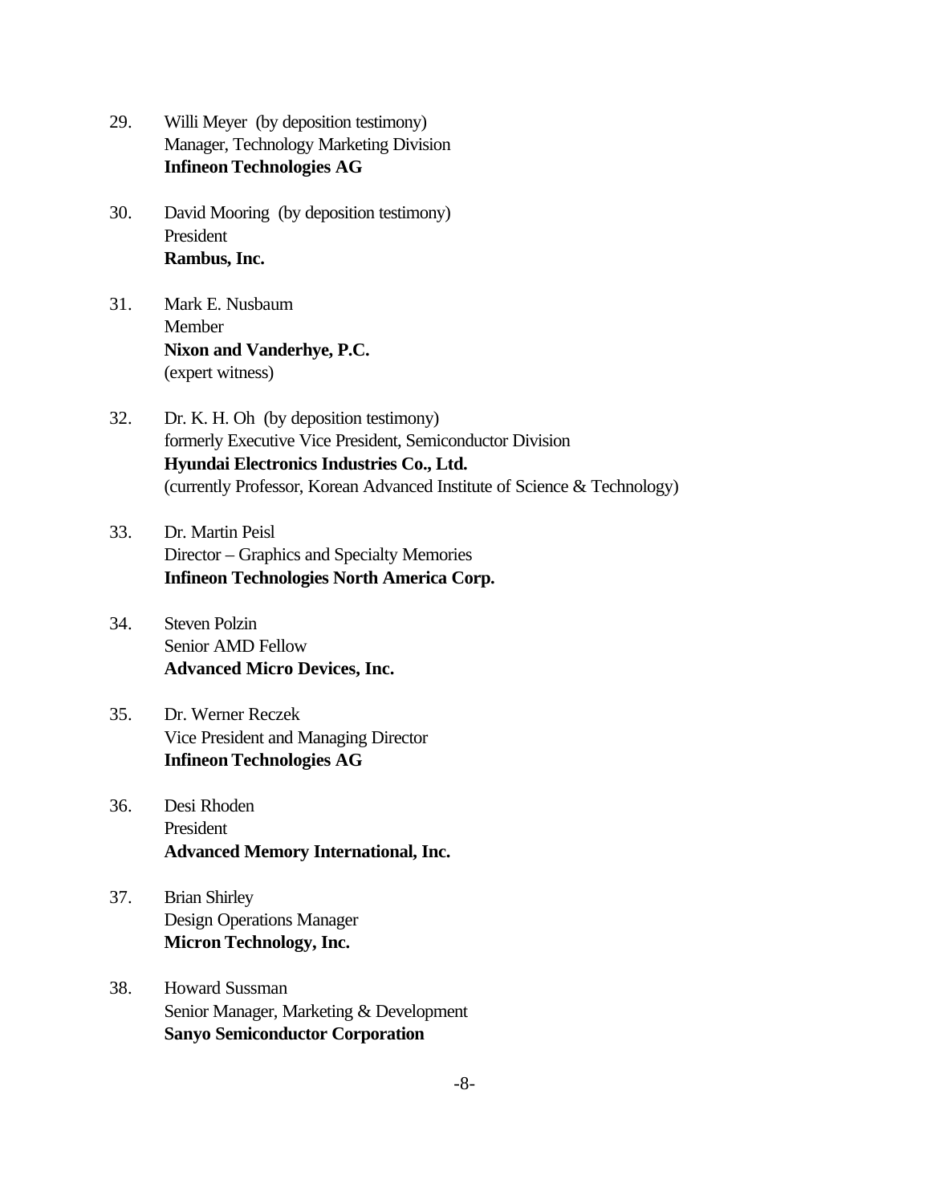29. Willi Meyer (by deposition testimony)
    Manager, Technology Marketing Division
    **Infineon Technologies AG**

30. David Mooring (by deposition testimony)
    President
    **Rambus, Inc.**

31. Mark E. Nusbaum
    Member
    **Nixon and Vanderhye, P.C.**
    (expert witness)

32. Dr. K. H. Oh (by deposition testimony)
    formerly Executive Vice President, Semiconductor Division
    **Hyundai Electronics Industries Co., Ltd.**
    (currently Professor, Korean Advanced Institute of Science & Technology)

33. Dr. Martin Peisl
    Director – Graphics and Specialty Memories
    **Infineon Technologies North America Corp.**

34. Steven Polzin
    Senior AMD Fellow
    **Advanced Micro Devices, Inc.**

35. Dr. Werner Reczek
    Vice President and Managing Director
    **Infineon Technologies AG**

36. Desi Rhoden
    President
    **Advanced Memory International, Inc.**

37. Brian Shirley
    Design Operations Manager
    **Micron Technology, Inc.**

38. Howard Sussman
    Senior Manager, Marketing & Development
    **Sanyo Semiconductor Corporation**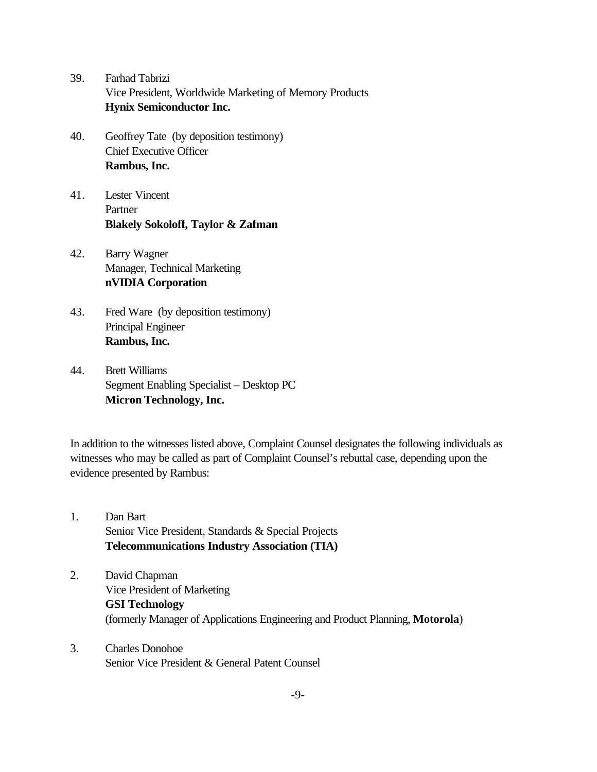39. Farhad Tabrizi
    Vice President, Worldwide Marketing of Memory Products
    **Hynix Semiconductor Inc.**

40. Geoffrey Tate (by deposition testimony)
    Chief Executive Officer
    **Rambus, Inc.**

41. Lester Vincent
    Partner
    **Blakely Sokoloff, Taylor & Zafman**

42. Barry Wagner
    Manager, Technical Marketing
    **nVIDIA Corporation**

43. Fred Ware (by deposition testimony)
    Principal Engineer
    **Rambus, Inc.**

44. Brett Williams
    Segment Enabling Specialist – Desktop PC
    **Micron Technology, Inc.**

In addition to the witnesses listed above, Complaint Counsel designates the following individuals as witnesses who may be called as part of Complaint Counsel's rebuttal case, depending upon the evidence presented by Rambus:

1. Dan Bart
   Senior Vice President, Standards & Special Projects
   **Telecommunications Industry Association (TIA)**

2. David Chapman
   Vice President of Marketing
   **GSI Technology**
   (formerly Manager of Applications Engineering and Product Planning, **Motorola**)

3. Charles Donohoe
   Senior Vice President & General Patent Counsel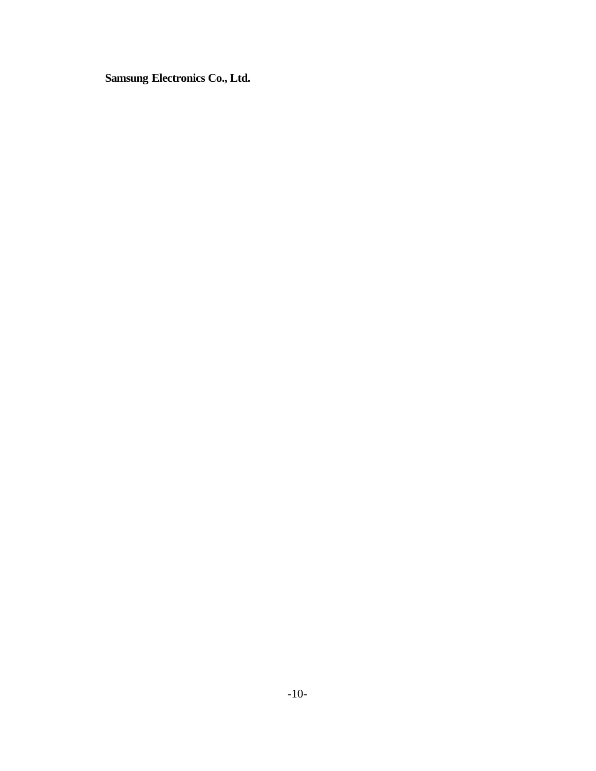**Samsung Electronics Co., Ltd.**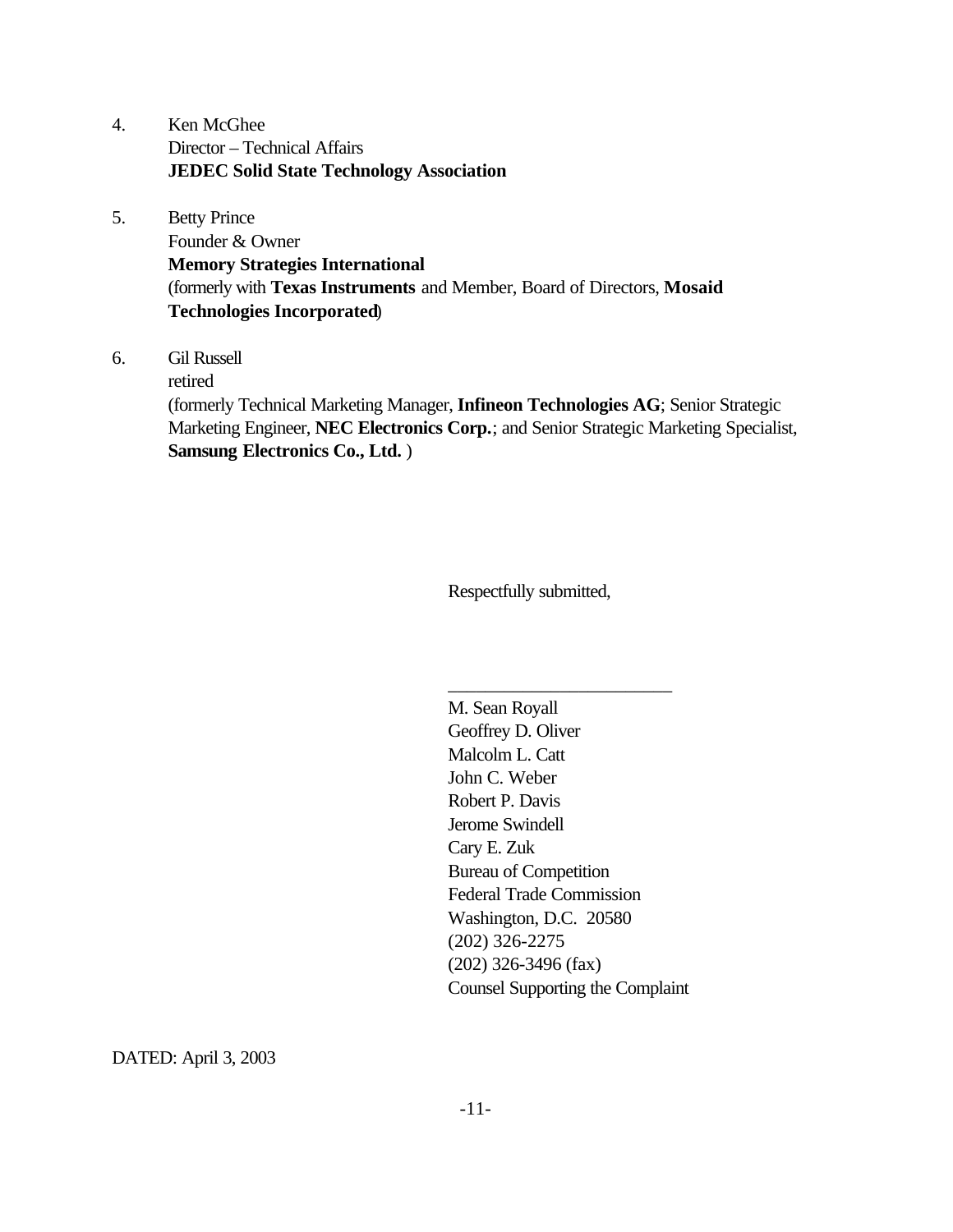4. Ken McGhee
   Director – Technical Affairs
   **JEDEC Solid State Technology Association**

5. Betty Prince
   Founder & Owner
   **Memory Strategies International**
   (formerly with **Texas Instruments** and Member, Board of Directors, **Mosaid Technologies Incorporated**)

6. Gil Russell
   retired
   (formerly Technical Marketing Manager, **Infineon Technologies AG**; Senior Strategic Marketing Engineer, **NEC Electronics Corp.**; and Senior Strategic Marketing Specialist, **Samsung Electronics Co., Ltd.** )

Respectfully submitted,

\_\_\_\_\_\_\_\_\_\_\_\_\_\_\_\_\_\_\_\_\_\_\_\_

M. Sean Royall
Geoffrey D. Oliver
Malcolm L. Catt
John C. Weber
Robert P. Davis
Jerome Swindell
Cary E. Zuk
Bureau of Competition
Federal Trade Commission
Washington, D.C. 20580
(202) 326-2275
(202) 326-3496 (fax)
Counsel Supporting the Complaint

DATED: April 3, 2003